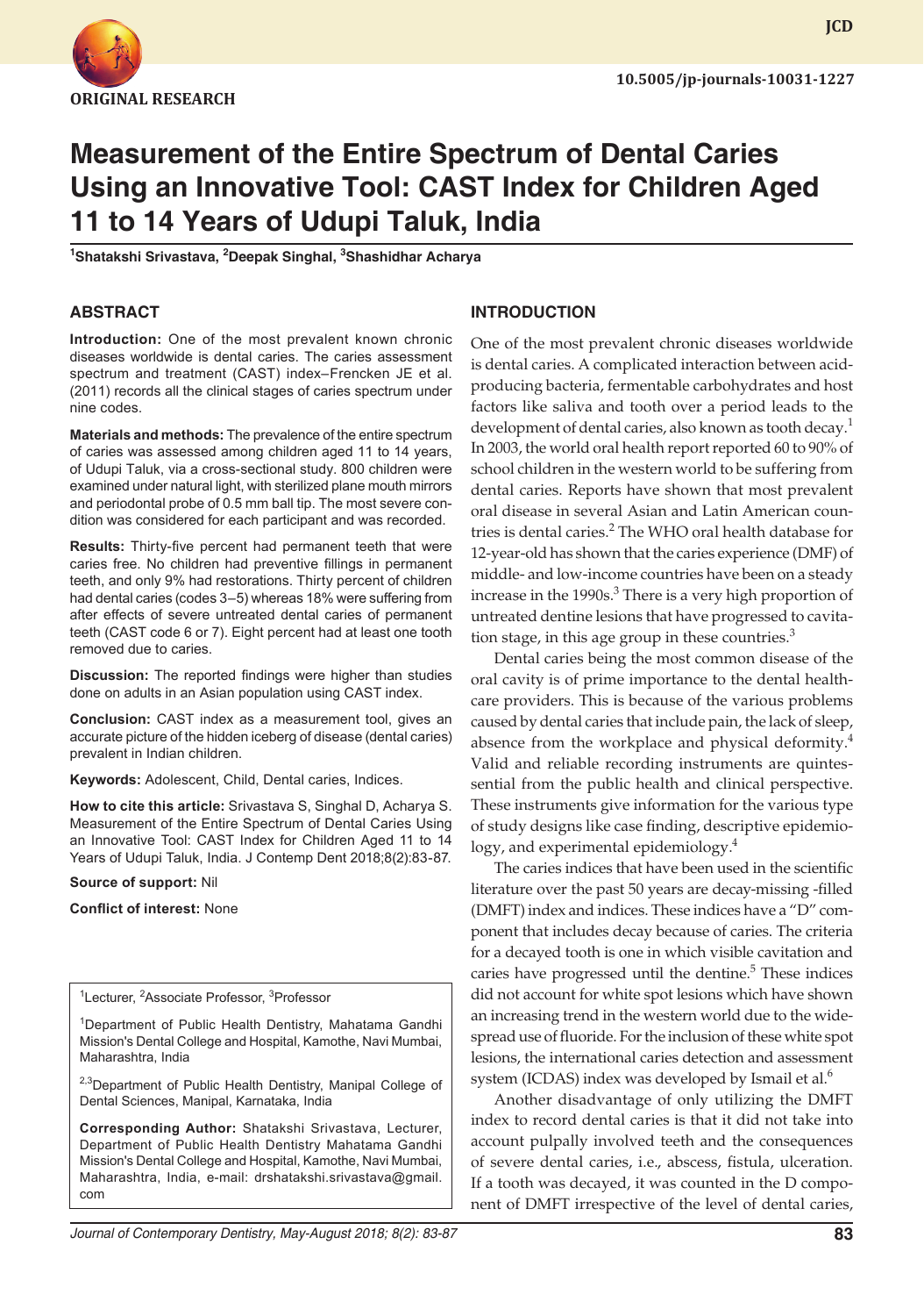ORIGINAL RESEARCH

10.5005/jp-journals-10031-1227

# Measurement of the Entire Spectrum of Dental Caries Using an Innovative Tool: CAST Index for Children Aged 11 to 14 Years of Udupi Taluk, India

[1]Shatakshi Srivastava, [2]Deepak Singhal, [3]Shashidhar Acharya

## ABSTRACT

**Introduction:** One of the most prevalent known chronic diseases worldwide is dental caries. The caries assessment spectrum and treatment (CAST) index–Frencken JE et al. (2011) records all the clinical stages of caries spectrum under nine codes.

**Materials and methods:** The prevalence of the entire spectrum of caries was assessed among children aged 11 to 14 years, of Udupi Taluk, via a cross-sectional study. 800 children were examined under natural light, with sterilized plane mouth mirrors and periodontal probe of 0.5 mm ball tip. The most severe condition was considered for each participant and was recorded.

**Results:** Thirty-five percent had permanent teeth that were caries free. No children had preventive fillings in permanent teeth, and only 9% had restorations. Thirty percent of children had dental caries (codes 3–5) whereas 18% were suffering from after effects of severe untreated dental caries of permanent teeth (CAST code 6 or 7). Eight percent had at least one tooth removed due to caries.

**Discussion:** The reported findings were higher than studies done on adults in an Asian population using CAST index.

**Conclusion:** CAST index as a measurement tool, gives an accurate picture of the hidden iceberg of disease (dental caries) prevalent in Indian children.

**Keywords:** Adolescent, Child, Dental caries, Indices.

**How to cite this article:** Srivastava S, Singhal D, Acharya S. Measurement of the Entire Spectrum of Dental Caries Using an Innovative Tool: CAST Index for Children Aged 11 to 14 Years of Udupi Taluk, India. J Contemp Dent 2018;8(2):83-87.

**Source of support:** Nil

**Conflict of interest:** None

[1]Lecturer, [2]Associate Professor, [3]Professor

[1]Department of Public Health Dentistry, Mahatama Gandhi Mission's Dental College and Hospital, Kamothe, Navi Mumbai, Maharashtra, India

[2,3]Department of Public Health Dentistry, Manipal College of Dental Sciences, Manipal, Karnataka, India

**Corresponding Author:** Shatakshi Srivastava, Lecturer, Department of Public Health Dentistry Mahatama Gandhi Mission's Dental College and Hospital, Kamothe, Navi Mumbai, Maharashtra, India, e-mail: drshatakshi.srivastava@gmail.com

## INTRODUCTION

One of the most prevalent chronic diseases worldwide is dental caries. A complicated interaction between acid-producing bacteria, fermentable carbohydrates and host factors like saliva and tooth over a period leads to the development of dental caries, also known as tooth decay.[1] In 2003, the world oral health report reported 60 to 90% of school children in the western world to be suffering from dental caries. Reports have shown that most prevalent oral disease in several Asian and Latin American countries is dental caries.[2] The WHO oral health database for 12-year-old has shown that the caries experience (DMF) of middle- and low-income countries have been on a steady increase in the 1990s.[3] There is a very high proportion of untreated dentine lesions that have progressed to cavitation stage, in this age group in these countries.[3]

Dental caries being the most common disease of the oral cavity is of prime importance to the dental healthcare providers. This is because of the various problems caused by dental caries that include pain, the lack of sleep, absence from the workplace and physical deformity.[4] Valid and reliable recording instruments are quintessential from the public health and clinical perspective. These instruments give information for the various type of study designs like case finding, descriptive epidemiology, and experimental epidemiology.[4]

The caries indices that have been used in the scientific literature over the past 50 years are decay-missing -filled (DMFT) index and indices. These indices have a "D" component that includes decay because of caries. The criteria for a decayed tooth is one in which visible cavitation and caries have progressed until the dentine.[5] These indices did not account for white spot lesions which have shown an increasing trend in the western world due to the widespread use of fluoride. For the inclusion of these white spot lesions, the international caries detection and assessment system (ICDAS) index was developed by Ismail et al.[6]

Another disadvantage of only utilizing the DMFT index to record dental caries is that it did not take into account pulpally involved teeth and the consequences of severe dental caries, i.e., abscess, fistula, ulceration. If a tooth was decayed, it was counted in the D component of DMFT irrespective of the level of dental caries,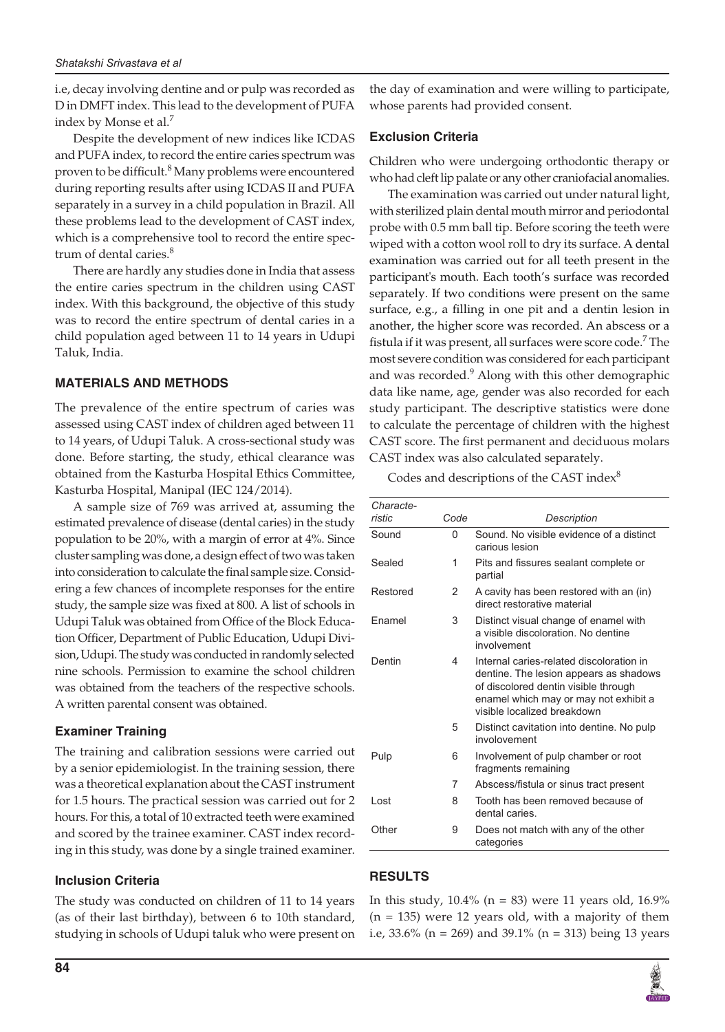i.e, decay involving dentine and or pulp was recorded as D in DMFT index. This lead to the development of PUFA index by Monse et al.[7]

Despite the development of new indices like ICDAS and PUFA index, to record the entire caries spectrum was proven to be difficult.[8] Many problems were encountered during reporting results after using ICDAS II and PUFA separately in a survey in a child population in Brazil. All these problems lead to the development of CAST index, which is a comprehensive tool to record the entire spectrum of dental caries.[8]

There are hardly any studies done in India that assess the entire caries spectrum in the children using CAST index. With this background, the objective of this study was to record the entire spectrum of dental caries in a child population aged between 11 to 14 years in Udupi Taluk, India.

## MATERIALS AND METHODS

The prevalence of the entire spectrum of caries was assessed using CAST index of children aged between 11 to 14 years, of Udupi Taluk. A cross-sectional study was done. Before starting, the study, ethical clearance was obtained from the Kasturba Hospital Ethics Committee, Kasturba Hospital, Manipal (IEC 124/2014).

A sample size of 769 was arrived at, assuming the estimated prevalence of disease (dental caries) in the study population to be 20%, with a margin of error at 4%. Since cluster sampling was done, a design effect of two was taken into consideration to calculate the final sample size. Considering a few chances of incomplete responses for the entire study, the sample size was fixed at 800. A list of schools in Udupi Taluk was obtained from Office of the Block Education Officer, Department of Public Education, Udupi Division, Udupi. The study was conducted in randomly selected nine schools. Permission to examine the school children was obtained from the teachers of the respective schools. A written parental consent was obtained.

### Examiner Training

The training and calibration sessions were carried out by a senior epidemiologist. In the training session, there was a theoretical explanation about the CAST instrument for 1.5 hours. The practical session was carried out for 2 hours. For this, a total of 10 extracted teeth were examined and scored by the trainee examiner. CAST index recording in this study, was done by a single trained examiner.

### Inclusion Criteria

The study was conducted on children of 11 to 14 years (as of their last birthday), between 6 to 10th standard, studying in schools of Udupi taluk who were present on the day of examination and were willing to participate, whose parents had provided consent.

### Exclusion Criteria

Children who were undergoing orthodontic therapy or who had cleft lip palate or any other craniofacial anomalies.

The examination was carried out under natural light, with sterilized plain dental mouth mirror and periodontal probe with 0.5 mm ball tip. Before scoring the teeth were wiped with a cotton wool roll to dry its surface. A dental examination was carried out for all teeth present in the participant's mouth. Each tooth's surface was recorded separately. If two conditions were present on the same surface, e.g., a filling in one pit and a dentin lesion in another, the higher score was recorded. An abscess or a fistula if it was present, all surfaces were score code.[7] The most severe condition was considered for each participant and was recorded.[9] Along with this other demographic data like name, age, gender was also recorded for each study participant. The descriptive statistics were done to calculate the percentage of children with the highest CAST score. The first permanent and deciduous molars CAST index was also calculated separately.

Codes and descriptions of the CAST index[8]

| *Characteristic* | *Code* | *Description* |
|---|---|---|
| Sound | 0 | Sound. No visible evidence of a distinct carious lesion |
| Sealed | 1 | Pits and fissures sealant complete or partial |
| Restored | 2 | A cavity has been restored with an (in) direct restorative material |
| Enamel | 3 | Distinct visual change of enamel with a visible discoloration. No dentine involvement |
| Dentin | 4 | Internal caries-related discoloration in dentine. The lesion appears as shadows of discolored dentin visible through enamel which may or may not exhibit a visible localized breakdown |
| | 5 | Distinct cavitation into dentine. No pulp involovement |
| Pulp | 6 | Involvement of pulp chamber or root fragments remaining |
| | 7 | Abscess/fistula or sinus tract present |
| Lost | 8 | Tooth has been removed because of dental caries. |
| Other | 9 | Does not match with any of the other categories |

## RESULTS

In this study, 10.4% (n = 83) were 11 years old, 16.9% (n = 135) were 12 years old, with a majority of them i.e, 33.6% (n = 269) and 39.1% (n = 313) being 13 years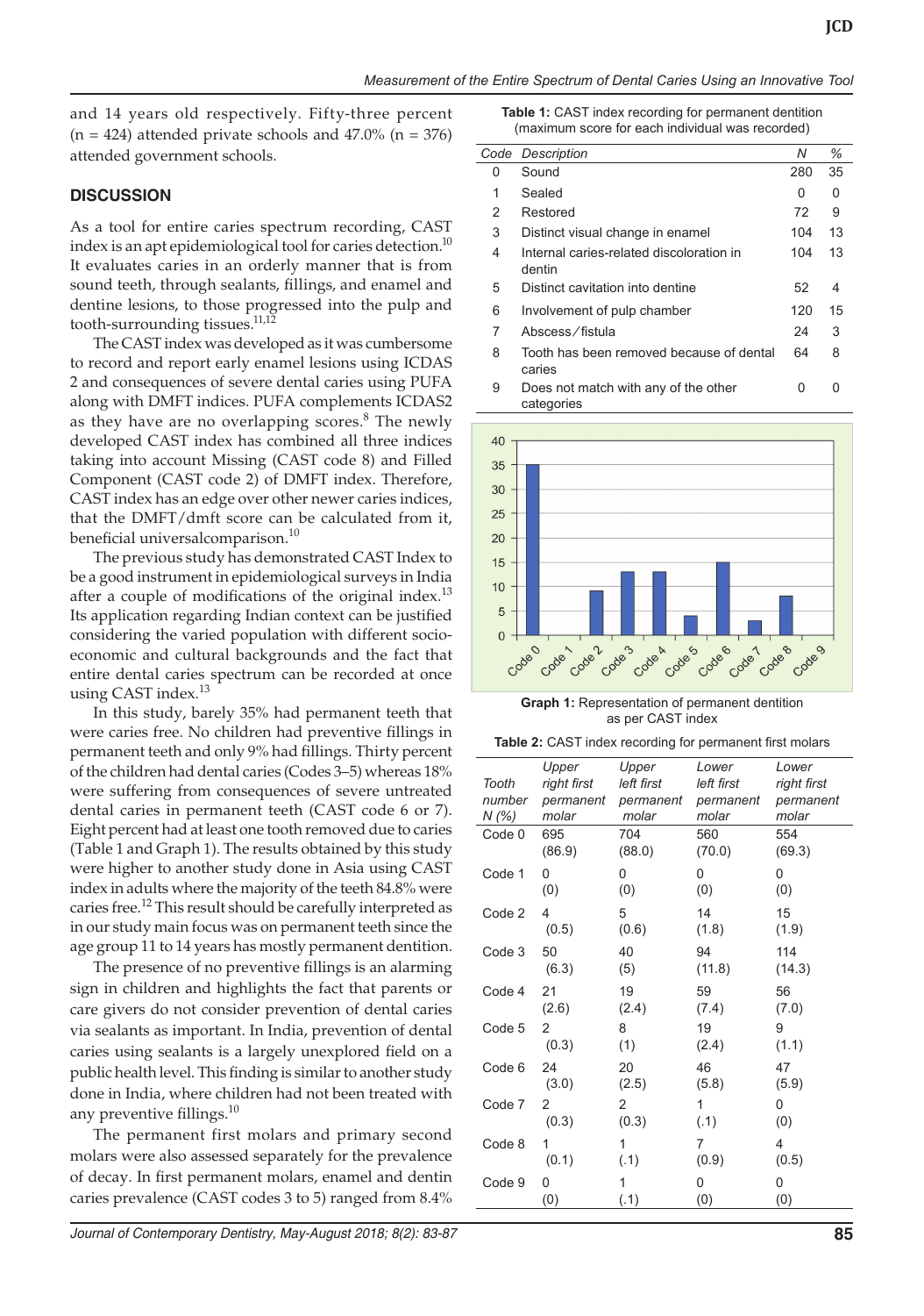and 14 years old respectively. Fifty-three percent (n = 424) attended private schools and 47.0% (n = 376) attended government schools.

## DISCUSSION

As a tool for entire caries spectrum recording, CAST index is an apt epidemiological tool for caries detection.[10] It evaluates caries in an orderly manner that is from sound teeth, through sealants, fillings, and enamel and dentine lesions, to those progressed into the pulp and tooth-surrounding tissues.[11,12]

The CAST index was developed as it was cumbersome to record and report early enamel lesions using ICDAS 2 and consequences of severe dental caries using PUFA along with DMFT indices. PUFA complements ICDAS2 as they have no overlapping scores.[8] The newly developed CAST index has combined all three indices taking into account Missing (CAST code 8) and Filled Component (CAST code 2) of DMFT index. Therefore, CAST index has an edge over other newer caries indices, that the DMFT/dmft score can be calculated from it, beneficial universalcomparison.[10]

The previous study has demonstrated CAST Index to be a good instrument in epidemiological surveys in India after a couple of modifications of the original index.[13] Its application regarding Indian context can be justified considering the varied population with different socio-economic and cultural backgrounds and the fact that entire dental caries spectrum can be recorded at once using CAST index.[13]

In this study, barely 35% had permanent teeth that were caries free. No children had preventive fillings in permanent teeth and only 9% had fillings. Thirty percent of the children had dental caries (Codes 3–5) whereas 18% were suffering from consequences of severe untreated dental caries in permanent teeth (CAST code 6 or 7). Eight percent had at least one tooth removed due to caries (Table 1 and Graph 1). The results obtained by this study were higher to another study done in Asia using CAST index in adults where the majority of the teeth 84.8% were caries free.[12] This result should be carefully interpreted as in our study main focus was on permanent teeth since the age group 11 to 14 years has mostly permanent dentition.

The presence of no preventive fillings is an alarming sign in children and highlights the fact that parents or care givers do not consider prevention of dental caries via sealants as important. In India, prevention of dental caries using sealants is a largely unexplored field on a public health level. This finding is similar to another study done in India, where children had not been treated with any preventive fillings.[10]

The permanent first molars and primary second molars were also assessed separately for the prevalence of decay. In first permanent molars, enamel and dentin caries prevalence (CAST codes 3 to 5) ranged from 8.4%

**Table 1:** CAST index recording for permanent dentition (maximum score for each individual was recorded)

| Code | Description | N | % |
|---|---|---|---|
| 0 | Sound | 280 | 35 |
| 1 | Sealed | 0 | 0 |
| 2 | Restored | 72 | 9 |
| 3 | Distinct visual change in enamel | 104 | 13 |
| 4 | Internal caries-related discoloration in dentin | 104 | 13 |
| 5 | Distinct cavitation into dentine | 52 | 4 |
| 6 | Involvement of pulp chamber | 120 | 15 |
| 7 | Abscess/fistula | 24 | 3 |
| 8 | Tooth has been removed because of dental caries | 64 | 8 |
| 9 | Does not match with any of the other categories | 0 | 0 |

**Graph 1:** Representation of permanent dentition as per CAST index

**Table 2:** CAST index recording for permanent first molars

| Tooth number N (%) | Upper right first permanent molar | Upper left first permanent molar | Lower left first permanent molar | Lower right first permanent molar |
|---|---|---|---|---|
| Code 0 | 695 (86.9) | 704 (88.0) | 560 (70.0) | 554 (69.3) |
| Code 1 | 0 (0) | 0 (0) | 0 (0) | 0 (0) |
| Code 2 | 4 (0.5) | 5 (0.6) | 14 (1.8) | 15 (1.9) |
| Code 3 | 50 (6.3) | 40 (5) | 94 (11.8) | 114 (14.3) |
| Code 4 | 21 (2.6) | 19 (2.4) | 59 (7.4) | 56 (7.0) |
| Code 5 | 2 (0.3) | 8 (1) | 19 (2.4) | 9 (1.1) |
| Code 6 | 24 (3.0) | 20 (2.5) | 46 (5.8) | 47 (5.9) |
| Code 7 | 2 (0.3) | 2 (0.3) | 1 (.1) | 0 (0) |
| Code 8 | 1 (0.1) | 1 (.1) | 7 (0.9) | 4 (0.5) |
| Code 9 | 0 (0) | 1 (.1) | 0 (0) | 0 (0) |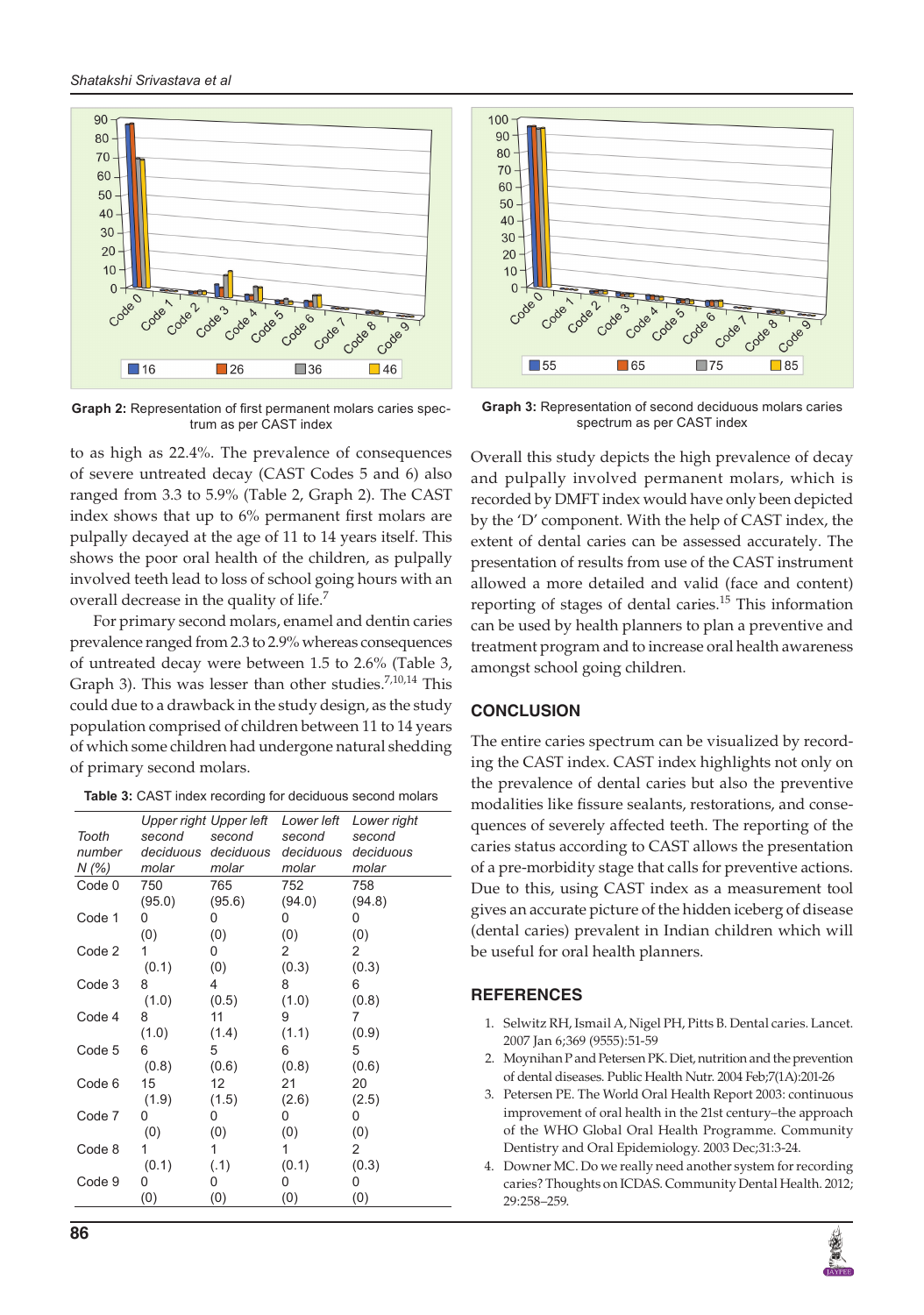Graph 2: Representation of first permanent molars caries spectrum as per CAST index

Graph 3: Representation of second deciduous molars caries spectrum as per CAST index

to as high as 22.4%. The prevalence of consequences of severe untreated decay (CAST Codes 5 and 6) also ranged from 3.3 to 5.9% (Table 2, Graph 2). The CAST index shows that up to 6% permanent first molars are pulpally decayed at the age of 11 to 14 years itself. This shows the poor oral health of the children, as pulpally involved teeth lead to loss of school going hours with an overall decrease in the quality of life.[7]

For primary second molars, enamel and dentin caries prevalence ranged from 2.3 to 2.9% whereas consequences of untreated decay were between 1.5 to 2.6% (Table 3, Graph 3). This was lesser than other studies.[7,10,14] This could due to a drawback in the study design, as the study population comprised of children between 11 to 14 years of which some children had undergone natural shedding of primary second molars.

**Table 3:** CAST index recording for deciduous second molars

| *Tooth number N (%)* | *Upper right second deciduous molar* | *Upper left second deciduous molar* | *Lower left second deciduous molar* | *Lower right second deciduous molar* |
|---|---|---|---|---|
| Code 0 | 750 (95.0) | 765 (95.6) | 752 (94.0) | 758 (94.8) |
| Code 1 | 0 (0) | 0 (0) | 0 (0) | 0 (0) |
| Code 2 | 1 (0.1) | 0 (0) | 2 (0.3) | 2 (0.3) |
| Code 3 | 8 (1.0) | 4 (0.5) | 8 (1.0) | 6 (0.8) |
| Code 4 | 8 (1.0) | 11 (1.4) | 9 (1.1) | 7 (0.9) |
| Code 5 | 6 (0.8) | 5 (0.6) | 6 (0.8) | 5 (0.6) |
| Code 6 | 15 (1.9) | 12 (1.5) | 21 (2.6) | 20 (2.5) |
| Code 7 | 0 (0) | 0 (0) | 0 (0) | 0 (0) |
| Code 8 | 1 (0.1) | 1 (.1) | 1 (0.1) | 2 (0.3) |
| Code 9 | 0 (0) | 0 (0) | 0 (0) | 0 (0) |

Overall this study depicts the high prevalence of decay and pulpally involved permanent molars, which is recorded by DMFT index would have only been depicted by the 'D' component. With the help of CAST index, the extent of dental caries can be assessed accurately. The presentation of results from use of the CAST instrument allowed a more detailed and valid (face and content) reporting of stages of dental caries.[15] This information can be used by health planners to plan a preventive and treatment program and to increase oral health awareness amongst school going children.

## CONCLUSION

The entire caries spectrum can be visualized by recording the CAST index. CAST index highlights not only on the prevalence of dental caries but also the preventive modalities like fissure sealants, restorations, and consequences of severely affected teeth. The reporting of the caries status according to CAST allows the presentation of a pre-morbidity stage that calls for preventive actions. Due to this, using CAST index as a measurement tool gives an accurate picture of the hidden iceberg of disease (dental caries) prevalent in Indian children which will be useful for oral health planners.

## REFERENCES

1. Selwitz RH, Ismail A, Nigel PH, Pitts B. Dental caries. Lancet. 2007 Jan 6;369 (9555):51-59
2. Moynihan P and Petersen PK. Diet, nutrition and the prevention of dental diseases. Public Health Nutr. 2004 Feb;7(1A):201-26
3. Petersen PE. The World Oral Health Report 2003: continuous improvement of oral health in the 21st century–the approach of the WHO Global Oral Health Programme. Community Dentistry and Oral Epidemiology. 2003 Dec;31:3-24.
4. Downer MC. Do we really need another system for recording caries? Thoughts on ICDAS. Community Dental Health. 2012; 29:258–259.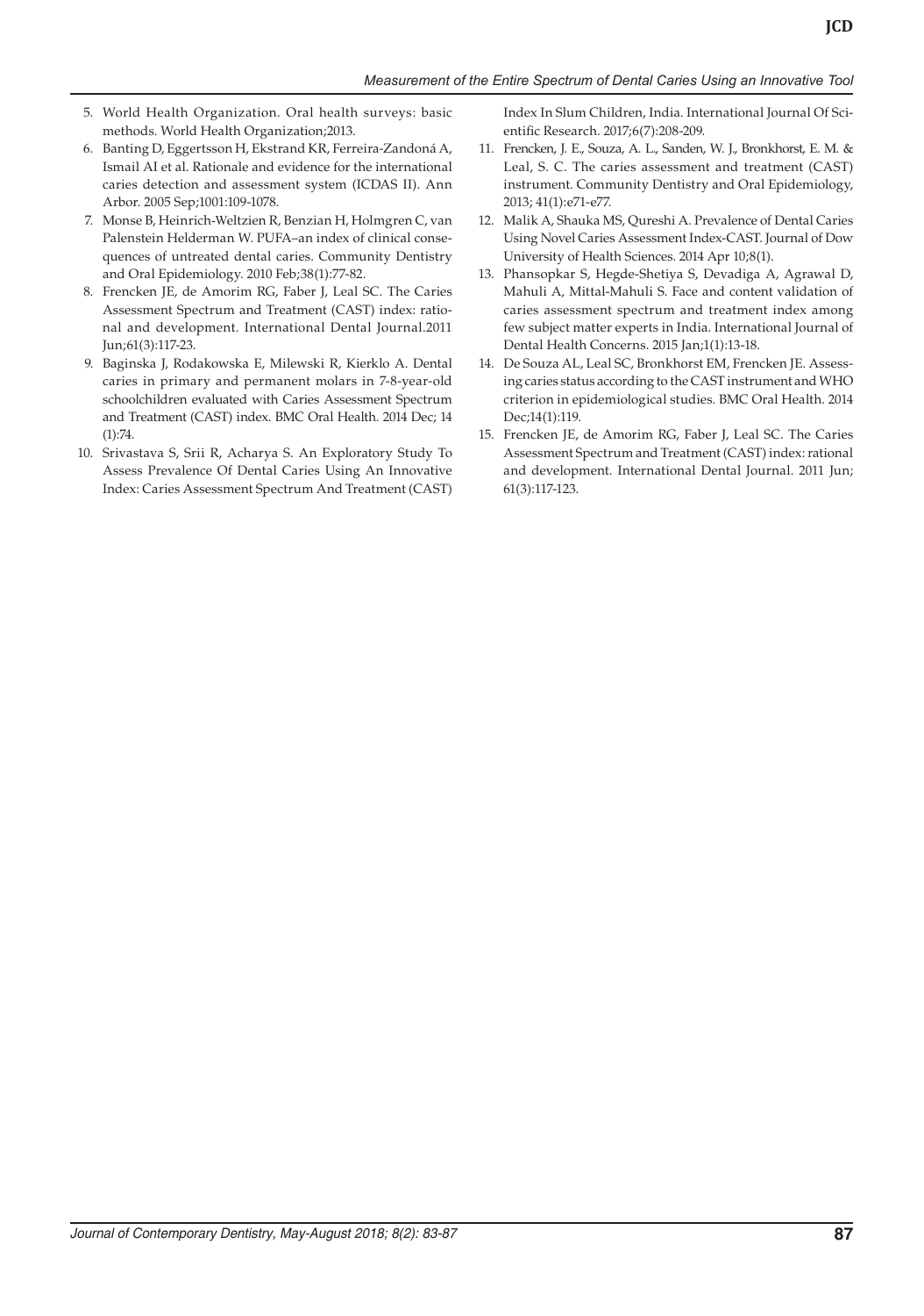5. World Health Organization. Oral health surveys: basic methods. World Health Organization;2013.
6. Banting D, Eggertsson H, Ekstrand KR, Ferreira-Zandoná A, Ismail AI et al. Rationale and evidence for the international caries detection and assessment system (ICDAS II). Ann Arbor. 2005 Sep;1001:109-1078.
7. Monse B, Heinrich-Weltzien R, Benzian H, Holmgren C, van Palenstein Helderman W. PUFA–an index of clinical consequences of untreated dental caries. Community Dentistry and Oral Epidemiology. 2010 Feb;38(1):77-82.
8. Frencken JE, de Amorim RG, Faber J, Leal SC. The Caries Assessment Spectrum and Treatment (CAST) index: rational and development. International Dental Journal.2011 Jun;61(3):117-23.
9. Baginska J, Rodakowska E, Milewski R, Kierklo A. Dental caries in primary and permanent molars in 7-8-year-old schoolchildren evaluated with Caries Assessment Spectrum and Treatment (CAST) index. BMC Oral Health. 2014 Dec; 14 (1):74.
10. Srivastava S, Srii R, Acharya S. An Exploratory Study To Assess Prevalence Of Dental Caries Using An Innovative Index: Caries Assessment Spectrum And Treatment (CAST) Index In Slum Children, India. International Journal Of Scientific Research. 2017;6(7):208-209.
11. Frencken, J. E., Souza, A. L., Sanden, W. J., Bronkhorst, E. M. & Leal, S. C. The caries assessment and treatment (CAST) instrument. Community Dentistry and Oral Epidemiology, 2013; 41(1):e71-e77.
12. Malik A, Shauka MS, Qureshi A. Prevalence of Dental Caries Using Novel Caries Assessment Index-CAST. Journal of Dow University of Health Sciences. 2014 Apr 10;8(1).
13. Phansopkar S, Hegde-Shetiya S, Devadiga A, Agrawal D, Mahuli A, Mittal-Mahuli S. Face and content validation of caries assessment spectrum and treatment index among few subject matter experts in India. International Journal of Dental Health Concerns. 2015 Jan;1(1):13-18.
14. De Souza AL, Leal SC, Bronkhorst EM, Frencken JE. Assessing caries status according to the CAST instrument and WHO criterion in epidemiological studies. BMC Oral Health. 2014 Dec;14(1):119.
15. Frencken JE, de Amorim RG, Faber J, Leal SC. The Caries Assessment Spectrum and Treatment (CAST) index: rational and development. International Dental Journal. 2011 Jun; 61(3):117-123.